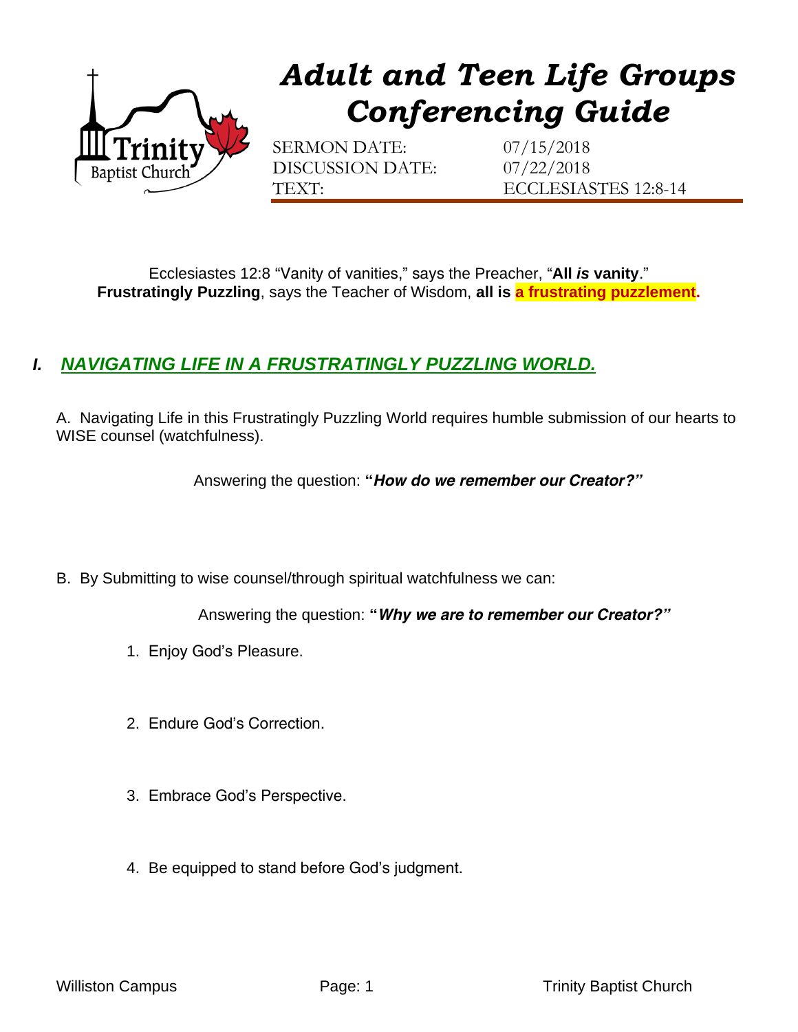# *Adult and Teen Life Groups Conferencing Guide*

SERMON DATE: 07/15/2018
DISCUSSION DATE: 07/22/2018
TEXT: ECCLESIASTES 12:8-14

Ecclesiastes 12:8 "Vanity of vanities," says the Preacher, "**All *is* vanity**."
**Frustratingly Puzzling**, says the Teacher of Wisdom, **all is a frustrating puzzlement.**

## *I. NAVIGATING LIFE IN A FRUSTRATINGLY PUZZLING WORLD.*

A. Navigating Life in this Frustratingly Puzzling World requires humble submission of our hearts to WISE counsel (watchfulness).

Answering the question: **"*How do we remember our Creator?"***

B. By Submitting to wise counsel/through spiritual watchfulness we can:

Answering the question: **"*Why we are to remember our Creator?"***

1. Enjoy God's Pleasure.

2. Endure God's Correction.

3. Embrace God's Perspective.

4. Be equipped to stand before God's judgment.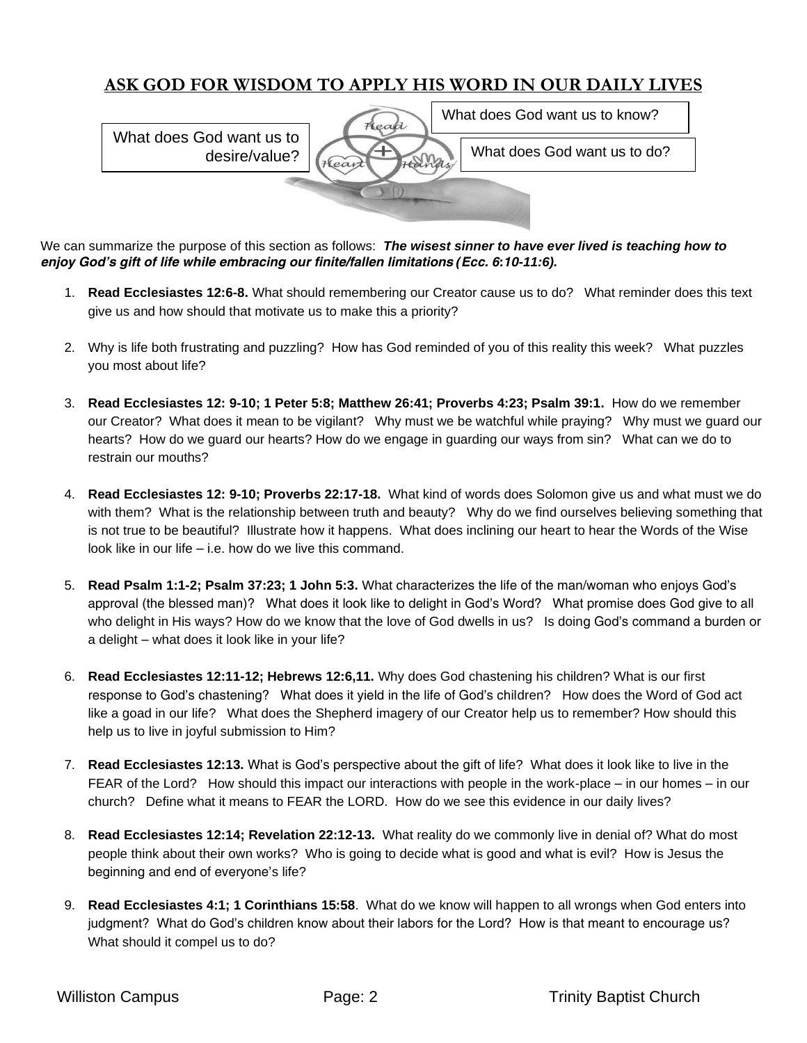## ASK GOD FOR WISDOM TO APPLY HIS WORD IN OUR DAILY LIVES

What does God want us to desire/value?

What does God want us to know?

What does God want us to do?

We can summarize the purpose of this section as follows: ***The wisest sinner to have ever lived is teaching how to enjoy God's gift of life while embracing our finite/fallen limitations (Ecc. 6:10-11:6).***

1. **Read Ecclesiastes 12:6-8.** What should remembering our Creator cause us to do? What reminder does this text give us and how should that motivate us to make this a priority?

2. Why is life both frustrating and puzzling? How has God reminded of you of this reality this week? What puzzles you most about life?

3. **Read Ecclesiastes 12: 9-10; 1 Peter 5:8; Matthew 26:41; Proverbs 4:23; Psalm 39:1.** How do we remember our Creator? What does it mean to be vigilant? Why must we be watchful while praying? Why must we guard our hearts? How do we guard our hearts? How do we engage in guarding our ways from sin? What can we do to restrain our mouths?

4. **Read Ecclesiastes 12: 9-10; Proverbs 22:17-18.** What kind of words does Solomon give us and what must we do with them? What is the relationship between truth and beauty? Why do we find ourselves believing something that is not true to be beautiful? Illustrate how it happens. What does inclining our heart to hear the Words of the Wise look like in our life – i.e. how do we live this command.

5. **Read Psalm 1:1-2; Psalm 37:23; 1 John 5:3.** What characterizes the life of the man/woman who enjoys God's approval (the blessed man)? What does it look like to delight in God's Word? What promise does God give to all who delight in His ways? How do we know that the love of God dwells in us? Is doing God's command a burden or a delight – what does it look like in your life?

6. **Read Ecclesiastes 12:11-12; Hebrews 12:6,11.** Why does God chastening his children? What is our first response to God's chastening? What does it yield in the life of God's children? How does the Word of God act like a goad in our life? What does the Shepherd imagery of our Creator help us to remember? How should this help us to live in joyful submission to Him?

7. **Read Ecclesiastes 12:13.** What is God's perspective about the gift of life? What does it look like to live in the FEAR of the Lord? How should this impact our interactions with people in the work-place – in our homes – in our church? Define what it means to FEAR the LORD. How do we see this evidence in our daily lives?

8. **Read Ecclesiastes 12:14; Revelation 22:12-13.** What reality do we commonly live in denial of? What do most people think about their own works? Who is going to decide what is good and what is evil? How is Jesus the beginning and end of everyone's life?

9. **Read Ecclesiastes 4:1; 1 Corinthians 15:58**. What do we know will happen to all wrongs when God enters into judgment? What do God's children know about their labors for the Lord? How is that meant to encourage us? What should it compel us to do?